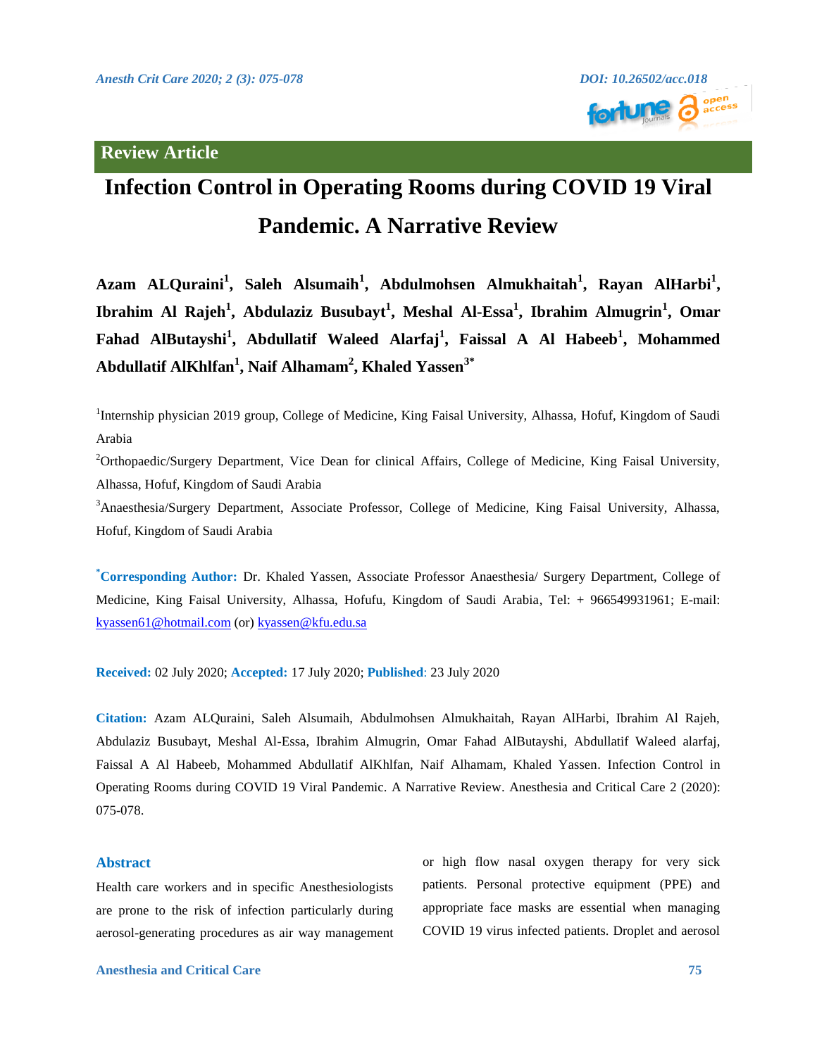**Review Article**

# Infection Control in Operating Rooms during COVID 19 Viral Pandemic. A Narrative Review

**Azam ALQuraini[1], Saleh Alsumaih[1], Abdulmohsen Almukhaitah[1], Rayan AlHarbi[1], Ibrahim Al Rajeh[1], Abdulaziz Busubayt[1], Meshal Al-Essa[1], Ibrahim Almugrin[1], Omar Fahad AlButayshi[1], Abdullatif Waleed Alarfaj[1], Faissal A Al Habeeb[1], Mohammed Abdullatif AlKhlfan[1], Naif Alhamam[2], Khaled Yassen[3*]**

[1]Internship physician 2019 group, College of Medicine, King Faisal University, Alhassa, Hofuf, Kingdom of Saudi Arabia

[2]Orthopaedic/Surgery Department, Vice Dean for clinical Affairs, College of Medicine, King Faisal University, Alhassa, Hofuf, Kingdom of Saudi Arabia

[3]Anaesthesia/Surgery Department, Associate Professor, College of Medicine, King Faisal University, Alhassa, Hofuf, Kingdom of Saudi Arabia

[*]**Corresponding Author:** Dr. Khaled Yassen, Associate Professor Anaesthesia/ Surgery Department, College of Medicine, King Faisal University, Alhassa, Hofufu, Kingdom of Saudi Arabia, Tel: + 966549931961; E-mail: kyassen61@hotmail.com (or) kyassen@kfu.edu.sa

**Received:** 02 July 2020; **Accepted:** 17 July 2020; **Published**: 23 July 2020

**Citation:** Azam ALQuraini, Saleh Alsumaih, Abdulmohsen Almukhaitah, Rayan AlHarbi, Ibrahim Al Rajeh, Abdulaziz Busubayt, Meshal Al-Essa, Ibrahim Almugrin, Omar Fahad AlButayshi, Abdullatif Waleed alarfaj, Faissal A Al Habeeb, Mohammed Abdullatif AlKhlfan, Naif Alhamam, Khaled Yassen. Infection Control in Operating Rooms during COVID 19 Viral Pandemic. A Narrative Review. Anesthesia and Critical Care 2 (2020): 075-078.

## Abstract

Health care workers and in specific Anesthesiologists are prone to the risk of infection particularly during aerosol-generating procedures as air way management or high flow nasal oxygen therapy for very sick patients. Personal protective equipment (PPE) and appropriate face masks are essential when managing COVID 19 virus infected patients. Droplet and aerosol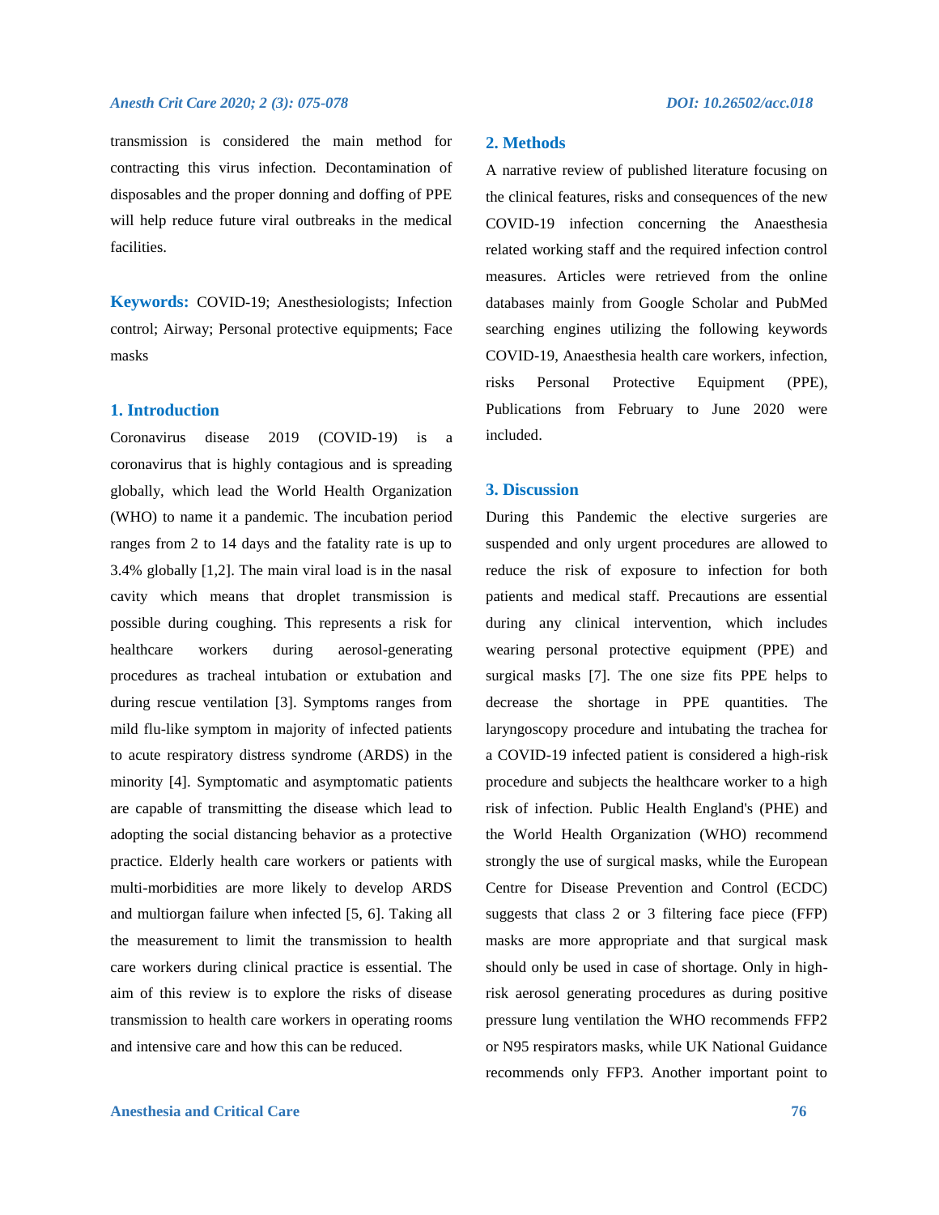transmission is considered the main method for contracting this virus infection. Decontamination of disposables and the proper donning and doffing of PPE will help reduce future viral outbreaks in the medical facilities.

**Keywords:** COVID-19; Anesthesiologists; Infection control; Airway; Personal protective equipments; Face masks

## 1. Introduction

Coronavirus disease 2019 (COVID-19) is a coronavirus that is highly contagious and is spreading globally, which lead the World Health Organization (WHO) to name it a pandemic. The incubation period ranges from 2 to 14 days and the fatality rate is up to 3.4% globally [1,2]. The main viral load is in the nasal cavity which means that droplet transmission is possible during coughing. This represents a risk for healthcare workers during aerosol-generating procedures as tracheal intubation or extubation and during rescue ventilation [3]. Symptoms ranges from mild flu-like symptom in majority of infected patients to acute respiratory distress syndrome (ARDS) in the minority [4]. Symptomatic and asymptomatic patients are capable of transmitting the disease which lead to adopting the social distancing behavior as a protective practice. Elderly health care workers or patients with multi-morbidities are more likely to develop ARDS and multiorgan failure when infected [5, 6]. Taking all the measurement to limit the transmission to health care workers during clinical practice is essential. The aim of this review is to explore the risks of disease transmission to health care workers in operating rooms and intensive care and how this can be reduced.

## 2. Methods

A narrative review of published literature focusing on the clinical features, risks and consequences of the new COVID-19 infection concerning the Anaesthesia related working staff and the required infection control measures. Articles were retrieved from the online databases mainly from Google Scholar and PubMed searching engines utilizing the following keywords COVID-19, Anaesthesia health care workers, infection, risks Personal Protective Equipment (PPE), Publications from February to June 2020 were included.

## 3. Discussion

During this Pandemic the elective surgeries are suspended and only urgent procedures are allowed to reduce the risk of exposure to infection for both patients and medical staff. Precautions are essential during any clinical intervention, which includes wearing personal protective equipment (PPE) and surgical masks [7]. The one size fits PPE helps to decrease the shortage in PPE quantities. The laryngoscopy procedure and intubating the trachea for a COVID-19 infected patient is considered a high-risk procedure and subjects the healthcare worker to a high risk of infection. Public Health England's (PHE) and the World Health Organization (WHO) recommend strongly the use of surgical masks, while the European Centre for Disease Prevention and Control (ECDC) suggests that class 2 or 3 filtering face piece (FFP) masks are more appropriate and that surgical mask should only be used in case of shortage. Only in high-risk aerosol generating procedures as during positive pressure lung ventilation the WHO recommends FFP2 or N95 respirators masks, while UK National Guidance recommends only FFP3. Another important point to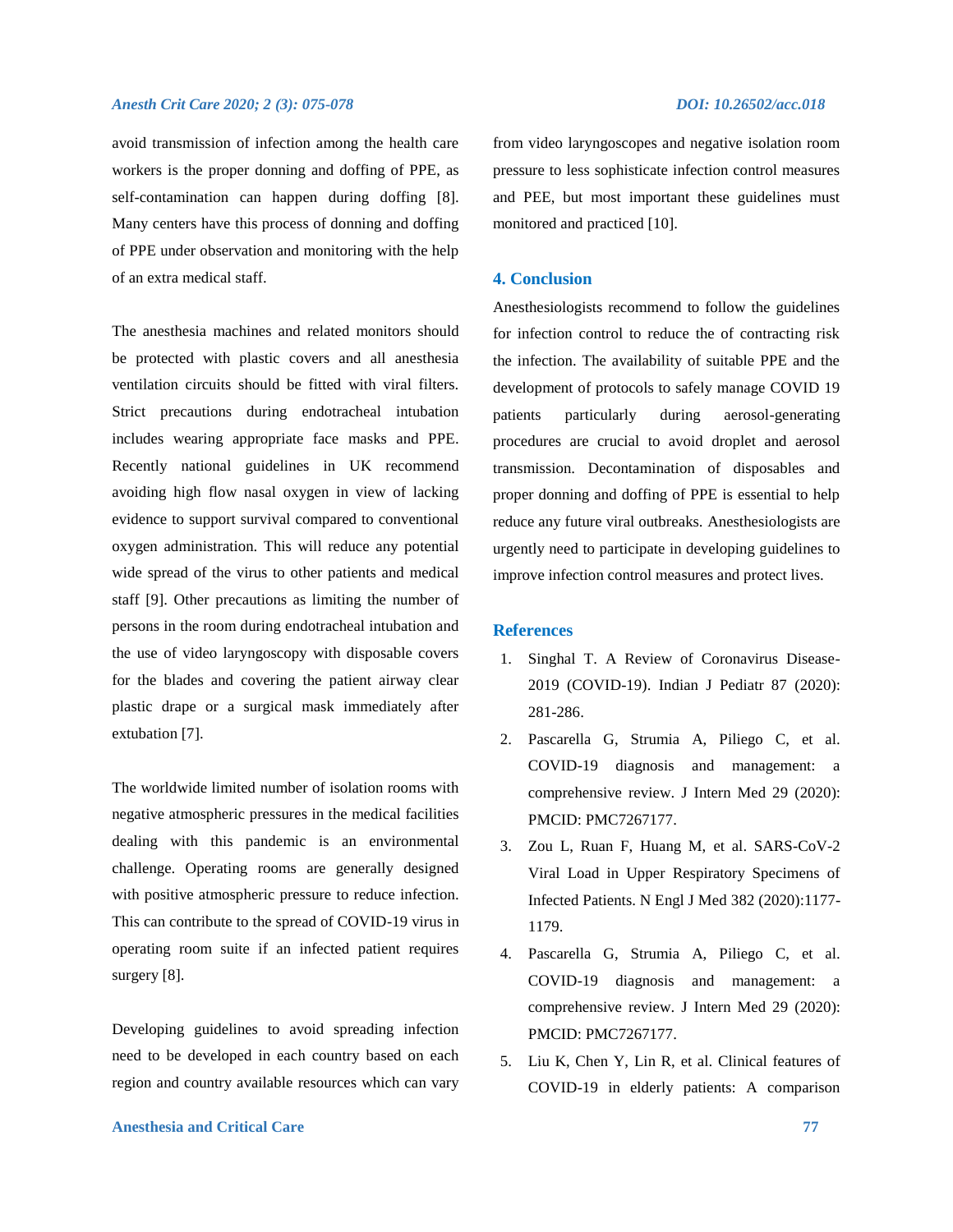avoid transmission of infection among the health care workers is the proper donning and doffing of PPE, as self-contamination can happen during doffing [8]. Many centers have this process of donning and doffing of PPE under observation and monitoring with the help of an extra medical staff.

The anesthesia machines and related monitors should be protected with plastic covers and all anesthesia ventilation circuits should be fitted with viral filters. Strict precautions during endotracheal intubation includes wearing appropriate face masks and PPE. Recently national guidelines in UK recommend avoiding high flow nasal oxygen in view of lacking evidence to support survival compared to conventional oxygen administration. This will reduce any potential wide spread of the virus to other patients and medical staff [9]. Other precautions as limiting the number of persons in the room during endotracheal intubation and the use of video laryngoscopy with disposable covers for the blades and covering the patient airway clear plastic drape or a surgical mask immediately after extubation [7].

The worldwide limited number of isolation rooms with negative atmospheric pressures in the medical facilities dealing with this pandemic is an environmental challenge. Operating rooms are generally designed with positive atmospheric pressure to reduce infection. This can contribute to the spread of COVID-19 virus in operating room suite if an infected patient requires surgery [8].

Developing guidelines to avoid spreading infection need to be developed in each country based on each region and country available resources which can vary from video laryngoscopes and negative isolation room pressure to less sophisticate infection control measures and PEE, but most important these guidelines must monitored and practiced [10].

## 4. Conclusion

Anesthesiologists recommend to follow the guidelines for infection control to reduce the of contracting risk the infection. The availability of suitable PPE and the development of protocols to safely manage COVID 19 patients particularly during aerosol-generating procedures are crucial to avoid droplet and aerosol transmission. Decontamination of disposables and proper donning and doffing of PPE is essential to help reduce any future viral outbreaks. Anesthesiologists are urgently need to participate in developing guidelines to improve infection control measures and protect lives.

## References

1. Singhal T. A Review of Coronavirus Disease-2019 (COVID-19). Indian J Pediatr 87 (2020): 281-286.
2. Pascarella G, Strumia A, Piliego C, et al. COVID-19 diagnosis and management: a comprehensive review. J Intern Med 29 (2020): PMCID: PMC7267177.
3. Zou L, Ruan F, Huang M, et al. SARS-CoV-2 Viral Load in Upper Respiratory Specimens of Infected Patients. N Engl J Med 382 (2020):1177-1179.
4. Pascarella G, Strumia A, Piliego C, et al. COVID-19 diagnosis and management: a comprehensive review. J Intern Med 29 (2020): PMCID: PMC7267177.
5. Liu K, Chen Y, Lin R, et al. Clinical features of COVID-19 in elderly patients: A comparison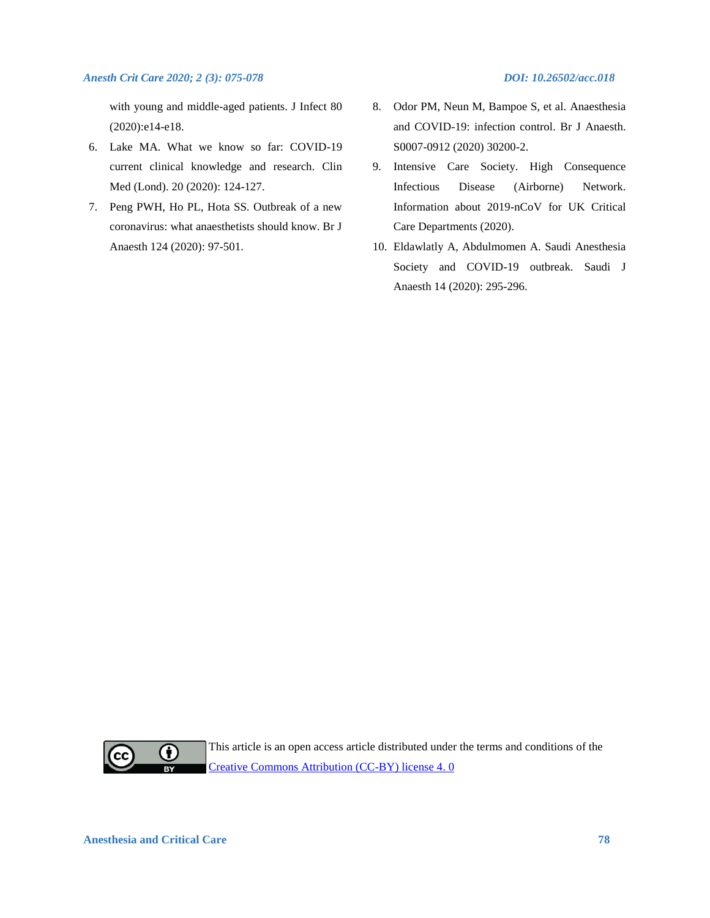with young and middle-aged patients. J Infect 80 (2020):e14-e18.

6. Lake MA. What we know so far: COVID-19 current clinical knowledge and research. Clin Med (Lond). 20 (2020): 124-127.
7. Peng PWH, Ho PL, Hota SS. Outbreak of a new coronavirus: what anaesthetists should know. Br J Anaesth 124 (2020): 97-501.
8. Odor PM, Neun M, Bampoe S, et al. Anaesthesia and COVID-19: infection control. Br J Anaesth. S0007-0912 (2020) 30200-2.
9. Intensive Care Society. High Consequence Infectious Disease (Airborne) Network. Information about 2019-nCoV for UK Critical Care Departments (2020).
10. Eldawlatly A, Abdulmomen A. Saudi Anesthesia Society and COVID-19 outbreak. Saudi J Anaesth 14 (2020): 295-296.

This article is an open access article distributed under the terms and conditions of the [Creative Commons Attribution (CC-BY) license 4. 0]